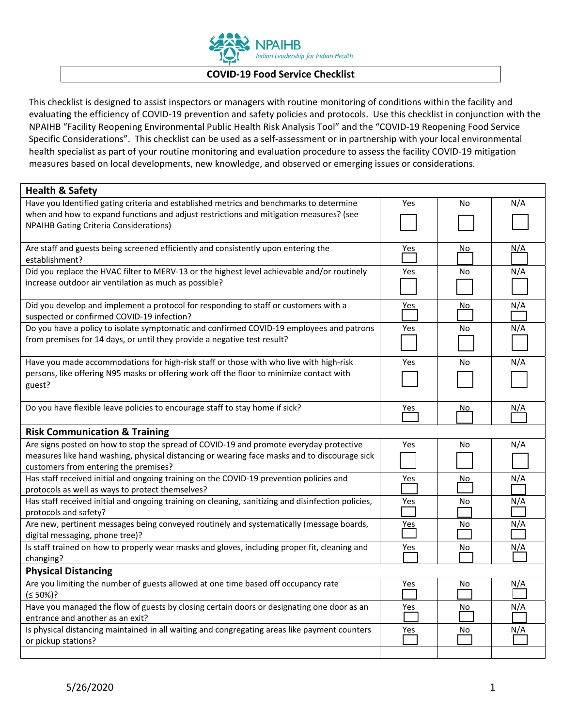# COVID-19 Food Service Checklist

This checklist is designed to assist inspectors or managers with routine monitoring of conditions within the facility and evaluating the efficiency of COVID-19 prevention and safety policies and protocols. Use this checklist in conjunction with the NPAIHB "Facility Reopening Environmental Public Health Risk Analysis Tool" and the "COVID-19 Reopening Food Service Specific Considerations". This checklist can be used as a self-assessment or in partnership with your local environmental health specialist as part of your routine monitoring and evaluation procedure to assess the facility COVID-19 mitigation measures based on local developments, new knowledge, and observed or emerging issues or considerations.

| **Health & Safety** | | | |
|---|---|---|---|
| Have you Identified gating criteria and established metrics and benchmarks to determine when and how to expand functions and adjust restrictions and mitigation measures? (see NPAIHB Gating Criteria Considerations) | Yes ☐ | No ☐ | N/A ☐ |
| Are staff and guests being screened efficiently and consistently upon entering the establishment? | Yes ☐ | No ☐ | N/A ☐ |
| Did you replace the HVAC filter to MERV-13 or the highest level achievable and/or routinely increase outdoor air ventilation as much as possible? | Yes ☐ | No ☐ | N/A ☐ |
| Did you develop and implement a protocol for responding to staff or customers with a suspected or confirmed COVID-19 infection? | Yes ☐ | No ☐ | N/A ☐ |
| Do you have a policy to isolate symptomatic and confirmed COVID-19 employees and patrons from premises for 14 days, or until they provide a negative test result? | Yes ☐ | No ☐ | N/A ☐ |
| Have you made accommodations for high-risk staff or those with who live with high-risk persons, like offering N95 masks or offering work off the floor to minimize contact with guest? | Yes ☐ | No ☐ | N/A ☐ |
| Do you have flexible leave policies to encourage staff to stay home if sick? | Yes ☐ | No ☐ | N/A ☐ |
| **Risk Communication & Training** | | | |
| Are signs posted on how to stop the spread of COVID-19 and promote everyday protective measures like hand washing, physical distancing or wearing face masks and to discourage sick customers from entering the premises? | Yes ☐ | No ☐ | N/A ☐ |
| Has staff received initial and ongoing training on the COVID-19 prevention policies and protocols as well as ways to protect themselves? | Yes ☐ | No ☐ | N/A ☐ |
| Has staff received initial and ongoing training on cleaning, sanitizing and disinfection policies, protocols and safety? | Yes ☐ | No ☐ | N/A ☐ |
| Are new, pertinent messages being conveyed routinely and systematically (message boards, digital messaging, phone tree)? | Yes ☐ | No ☐ | N/A ☐ |
| Is staff trained on how to properly wear masks and gloves, including proper fit, cleaning and changing? | Yes ☐ | No ☐ | N/A ☐ |
| **Physical Distancing** | | | |
| Are you limiting the number of guests allowed at one time based off occupancy rate (≤ 50%)? | Yes ☐ | No ☐ | N/A ☐ |
| Have you managed the flow of guests by closing certain doors or designating one door as an entrance and another as an exit? | Yes ☐ | No ☐ | N/A ☐ |
| Is physical distancing maintained in all waiting and congregating areas like payment counters or pickup stations? | Yes ☐ | No ☐ | N/A ☐ |
| | | | |

5/26/2020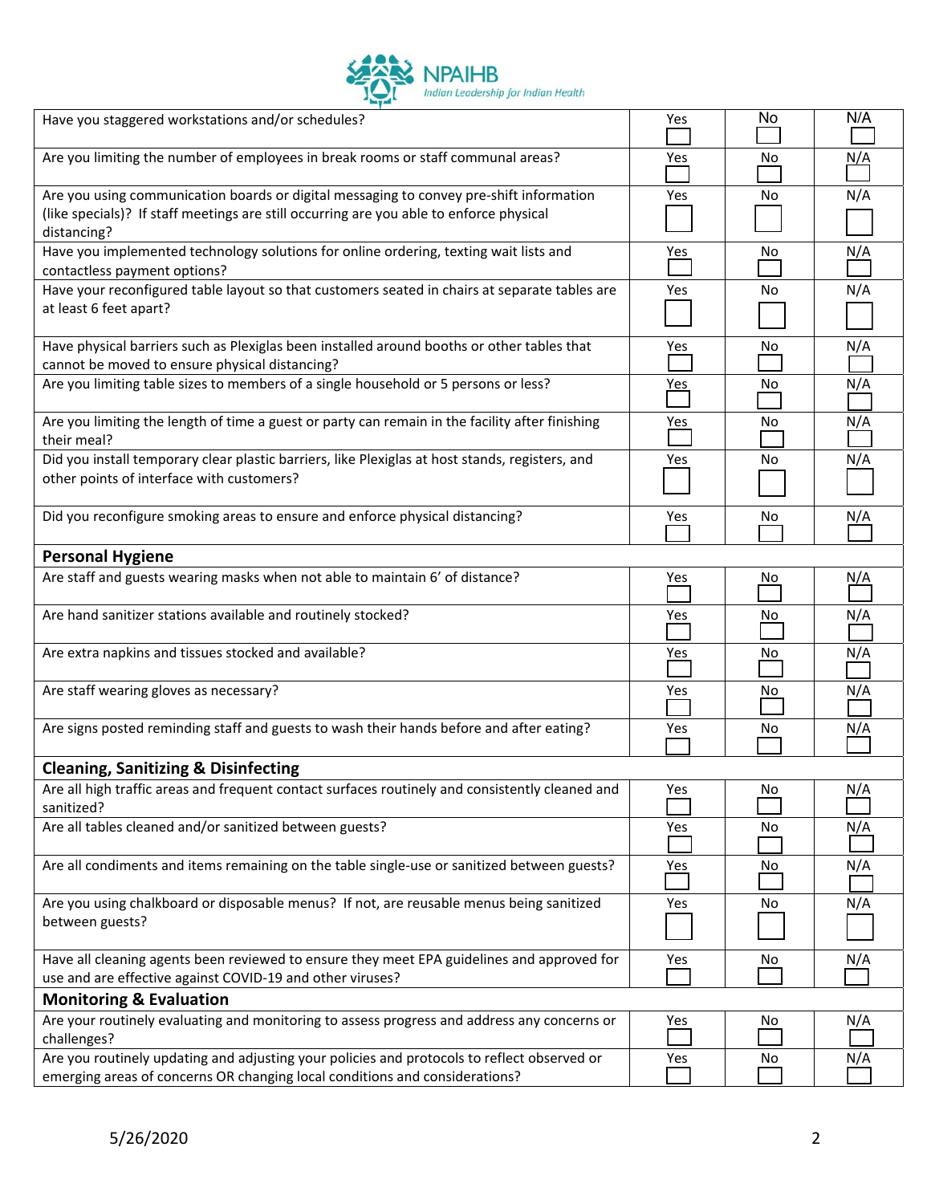| Question | Yes | No | N/A |
| --- | --- | --- | --- |
| Have you staggered workstations and/or schedules? | | | |
| Are you limiting the number of employees in break rooms or staff communal areas? | | | |
| Are you using communication boards or digital messaging to convey pre-shift information (like specials)? If staff meetings are still occurring are you able to enforce physical distancing? | | | |
| Have you implemented technology solutions for online ordering, texting wait lists and contactless payment options? | | | |
| Have your reconfigured table layout so that customers seated in chairs at separate tables are at least 6 feet apart? | | | |
| Have physical barriers such as Plexiglas been installed around booths or other tables that cannot be moved to ensure physical distancing? | | | |
| Are you limiting table sizes to members of a single household or 5 persons or less? | | | |
| Are you limiting the length of time a guest or party can remain in the facility after finishing their meal? | | | |
| Did you install temporary clear plastic barriers, like Plexiglas at host stands, registers, and other points of interface with customers? | | | |
| Did you reconfigure smoking areas to ensure and enforce physical distancing? | | | |
| **Personal Hygiene** | | | |
| Are staff and guests wearing masks when not able to maintain 6' of distance? | | | |
| Are hand sanitizer stations available and routinely stocked? | | | |
| Are extra napkins and tissues stocked and available? | | | |
| Are staff wearing gloves as necessary? | | | |
| Are signs posted reminding staff and guests to wash their hands before and after eating? | | | |
| **Cleaning, Sanitizing & Disinfecting** | | | |
| Are all high traffic areas and frequent contact surfaces routinely and consistently cleaned and sanitized? | | | |
| Are all tables cleaned and/or sanitized between guests? | | | |
| Are all condiments and items remaining on the table single-use or sanitized between guests? | | | |
| Are you using chalkboard or disposable menus? If not, are reusable menus being sanitized between guests? | | | |
| Have all cleaning agents been reviewed to ensure they meet EPA guidelines and approved for use and are effective against COVID-19 and other viruses? | | | |
| **Monitoring & Evaluation** | | | |
| Are your routinely evaluating and monitoring to assess progress and address any concerns or challenges? | | | |
| Are you routinely updating and adjusting your policies and protocols to reflect observed or emerging areas of concerns OR changing local conditions and considerations? | | | |

5/26/2020